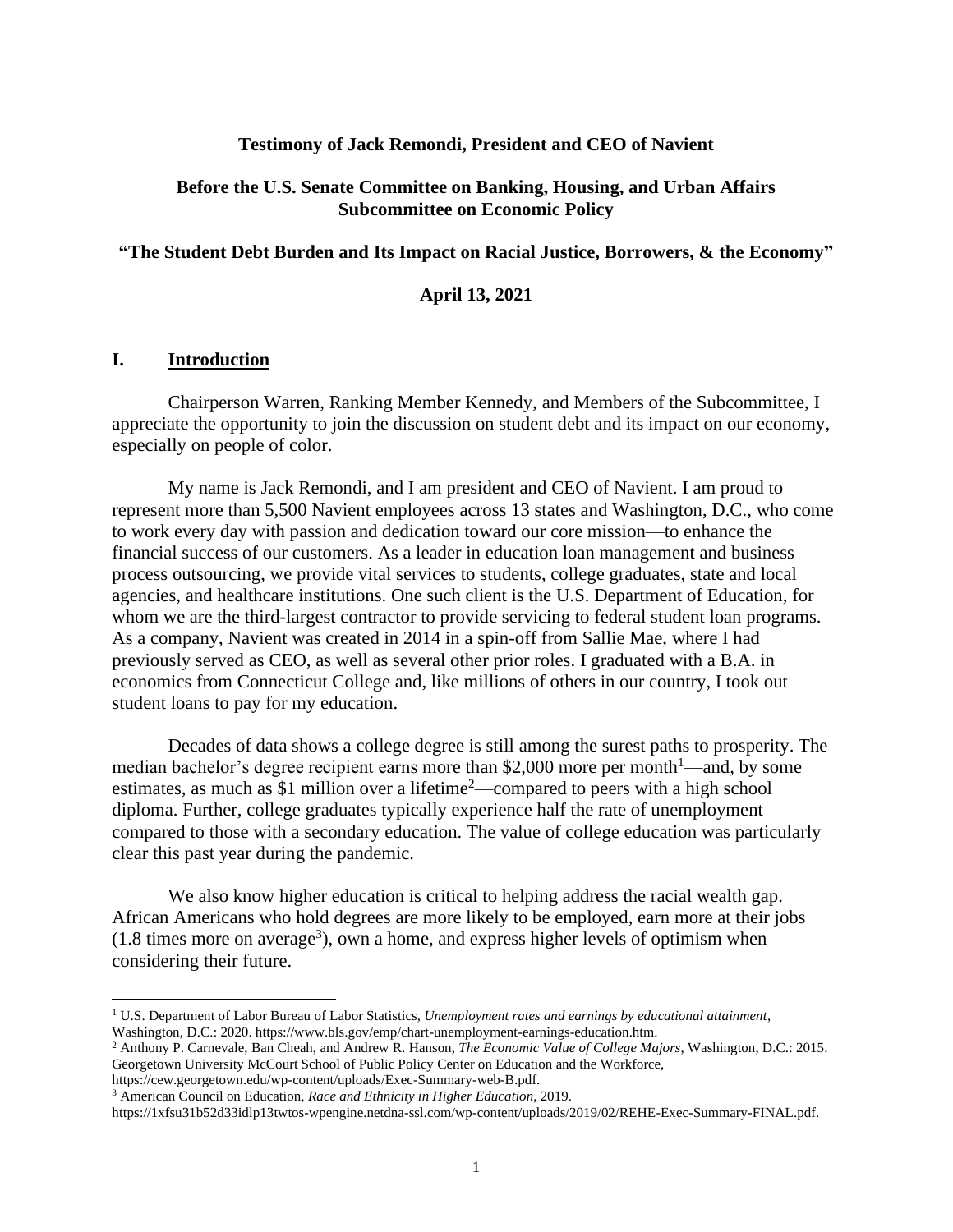**Testimony of Jack Remondi, President and CEO of Navient**

**Before the U.S. Senate Committee on Banking, Housing, and Urban Affairs**
**Subcommittee on Economic Policy**

**"The Student Debt Burden and Its Impact on Racial Justice, Borrowers, & the Economy"**

**April 13, 2021**

## I. Introduction

Chairperson Warren, Ranking Member Kennedy, and Members of the Subcommittee, I appreciate the opportunity to join the discussion on student debt and its impact on our economy, especially on people of color.

My name is Jack Remondi, and I am president and CEO of Navient. I am proud to represent more than 5,500 Navient employees across 13 states and Washington, D.C., who come to work every day with passion and dedication toward our core mission—to enhance the financial success of our customers. As a leader in education loan management and business process outsourcing, we provide vital services to students, college graduates, state and local agencies, and healthcare institutions. One such client is the U.S. Department of Education, for whom we are the third-largest contractor to provide servicing to federal student loan programs. As a company, Navient was created in 2014 in a spin-off from Sallie Mae, where I had previously served as CEO, as well as several other prior roles. I graduated with a B.A. in economics from Connecticut College and, like millions of others in our country, I took out student loans to pay for my education.

Decades of data shows a college degree is still among the surest paths to prosperity. The median bachelor's degree recipient earns more than $2,000 more per month[1]—and, by some estimates, as much as $1 million over a lifetime[2]—compared to peers with a high school diploma. Further, college graduates typically experience half the rate of unemployment compared to those with a secondary education. The value of college education was particularly clear this past year during the pandemic.

We also know higher education is critical to helping address the racial wealth gap. African Americans who hold degrees are more likely to be employed, earn more at their jobs (1.8 times more on average[3]), own a home, and express higher levels of optimism when considering their future.

---

[1] U.S. Department of Labor Bureau of Labor Statistics, *Unemployment rates and earnings by educational attainment*, Washington, D.C.: 2020. https://www.bls.gov/emp/chart-unemployment-earnings-education.htm.

[2] Anthony P. Carnevale, Ban Cheah, and Andrew R. Hanson, *The Economic Value of College Majors*, Washington, D.C.: 2015. Georgetown University McCourt School of Public Policy Center on Education and the Workforce, https://cew.georgetown.edu/wp-content/uploads/Exec-Summary-web-B.pdf.

[3] American Council on Education, *Race and Ethnicity in Higher Education*, 2019. https://1xfsu31b52d33idlp13twtos-wpengine.netdna-ssl.com/wp-content/uploads/2019/02/REHE-Exec-Summary-FINAL.pdf.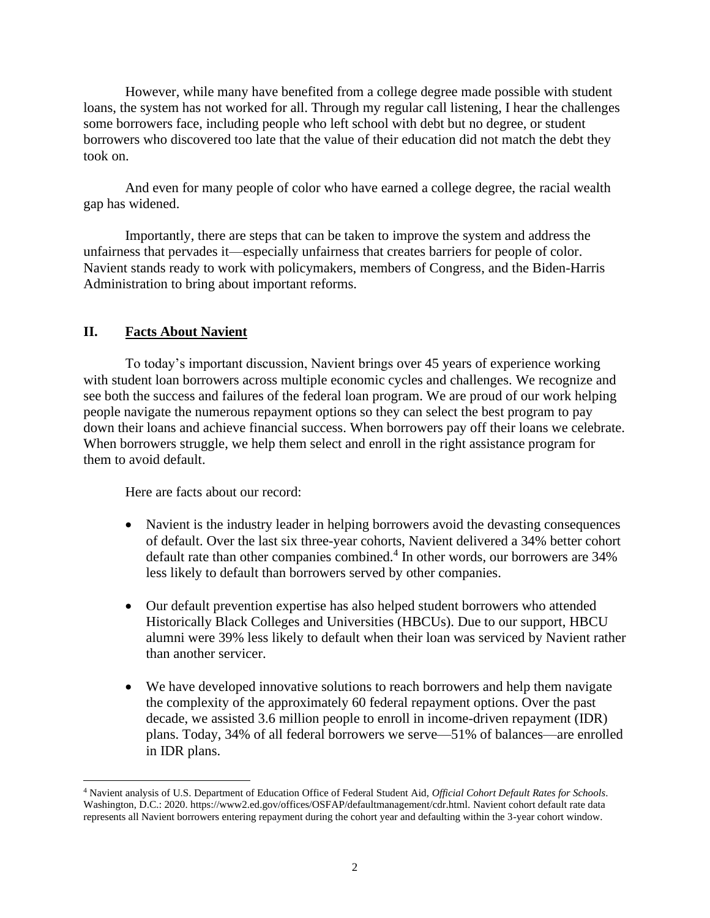However, while many have benefited from a college degree made possible with student loans, the system has not worked for all. Through my regular call listening, I hear the challenges some borrowers face, including people who left school with debt but no degree, or student borrowers who discovered too late that the value of their education did not match the debt they took on.

And even for many people of color who have earned a college degree, the racial wealth gap has widened.

Importantly, there are steps that can be taken to improve the system and address the unfairness that pervades it—especially unfairness that creates barriers for people of color. Navient stands ready to work with policymakers, members of Congress, and the Biden-Harris Administration to bring about important reforms.

## II. Facts About Navient

To today's important discussion, Navient brings over 45 years of experience working with student loan borrowers across multiple economic cycles and challenges. We recognize and see both the success and failures of the federal loan program. We are proud of our work helping people navigate the numerous repayment options so they can select the best program to pay down their loans and achieve financial success. When borrowers pay off their loans we celebrate. When borrowers struggle, we help them select and enroll in the right assistance program for them to avoid default.

Here are facts about our record:

- Navient is the industry leader in helping borrowers avoid the devasting consequences of default. Over the last six three-year cohorts, Navient delivered a 34% better cohort default rate than other companies combined.[4] In other words, our borrowers are 34% less likely to default than borrowers served by other companies.
- Our default prevention expertise has also helped student borrowers who attended Historically Black Colleges and Universities (HBCUs). Due to our support, HBCU alumni were 39% less likely to default when their loan was serviced by Navient rather than another servicer.
- We have developed innovative solutions to reach borrowers and help them navigate the complexity of the approximately 60 federal repayment options. Over the past decade, we assisted 3.6 million people to enroll in income-driven repayment (IDR) plans. Today, 34% of all federal borrowers we serve—51% of balances—are enrolled in IDR plans.

---

[4] Navient analysis of U.S. Department of Education Office of Federal Student Aid, *Official Cohort Default Rates for Schools*. Washington, D.C.: 2020. https://www2.ed.gov/offices/OSFAP/defaultmanagement/cdr.html. Navient cohort default rate data represents all Navient borrowers entering repayment during the cohort year and defaulting within the 3-year cohort window.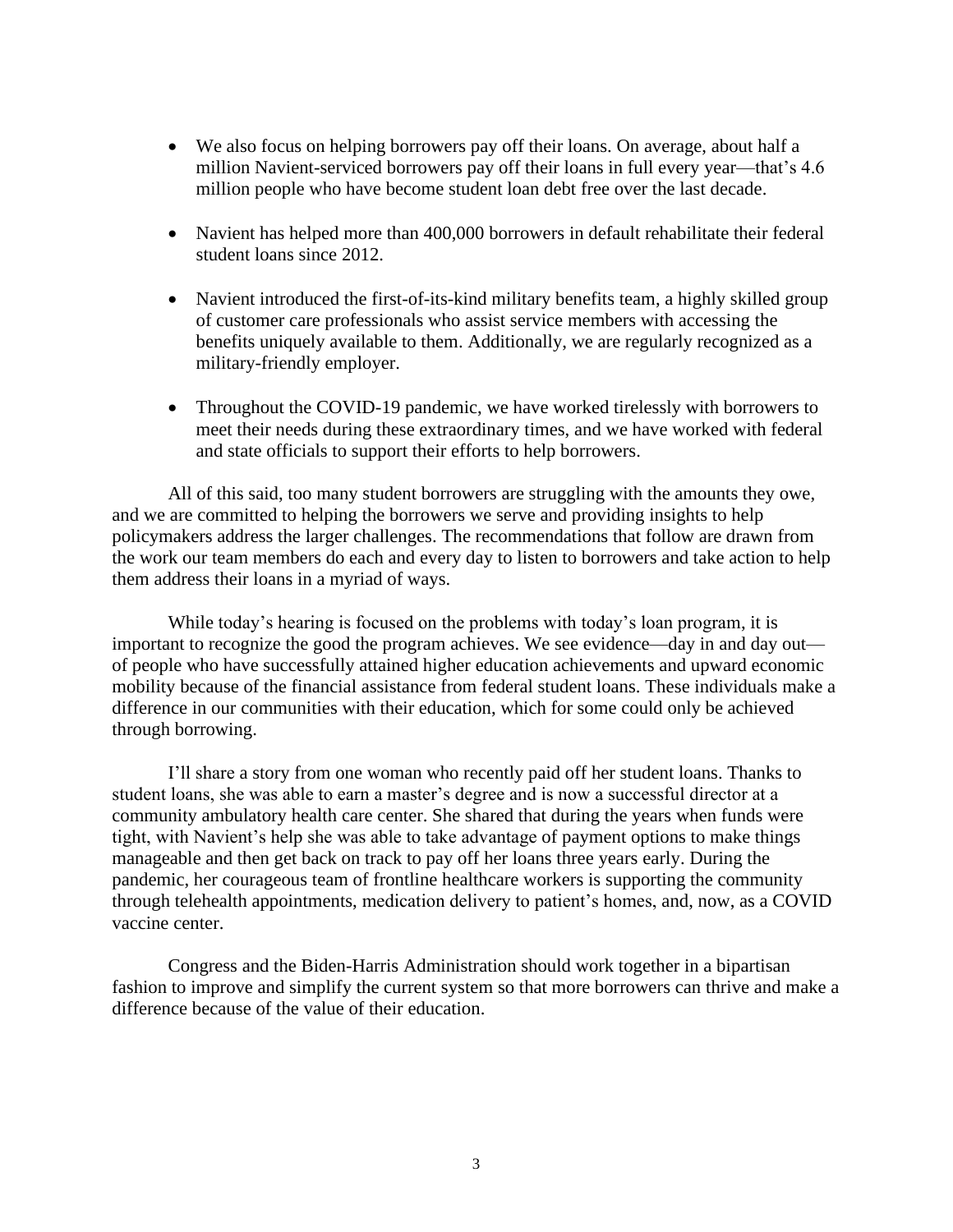- We also focus on helping borrowers pay off their loans. On average, about half a million Navient-serviced borrowers pay off their loans in full every year—that's 4.6 million people who have become student loan debt free over the last decade.

- Navient has helped more than 400,000 borrowers in default rehabilitate their federal student loans since 2012.

- Navient introduced the first-of-its-kind military benefits team, a highly skilled group of customer care professionals who assist service members with accessing the benefits uniquely available to them. Additionally, we are regularly recognized as a military-friendly employer.

- Throughout the COVID-19 pandemic, we have worked tirelessly with borrowers to meet their needs during these extraordinary times, and we have worked with federal and state officials to support their efforts to help borrowers.

All of this said, too many student borrowers are struggling with the amounts they owe, and we are committed to helping the borrowers we serve and providing insights to help policymakers address the larger challenges. The recommendations that follow are drawn from the work our team members do each and every day to listen to borrowers and take action to help them address their loans in a myriad of ways.

While today's hearing is focused on the problems with today's loan program, it is important to recognize the good the program achieves. We see evidence—day in and day out—of people who have successfully attained higher education achievements and upward economic mobility because of the financial assistance from federal student loans. These individuals make a difference in our communities with their education, which for some could only be achieved through borrowing.

I'll share a story from one woman who recently paid off her student loans. Thanks to student loans, she was able to earn a master's degree and is now a successful director at a community ambulatory health care center. She shared that during the years when funds were tight, with Navient's help she was able to take advantage of payment options to make things manageable and then get back on track to pay off her loans three years early. During the pandemic, her courageous team of frontline healthcare workers is supporting the community through telehealth appointments, medication delivery to patient's homes, and, now, as a COVID vaccine center.

Congress and the Biden-Harris Administration should work together in a bipartisan fashion to improve and simplify the current system so that more borrowers can thrive and make a difference because of the value of their education.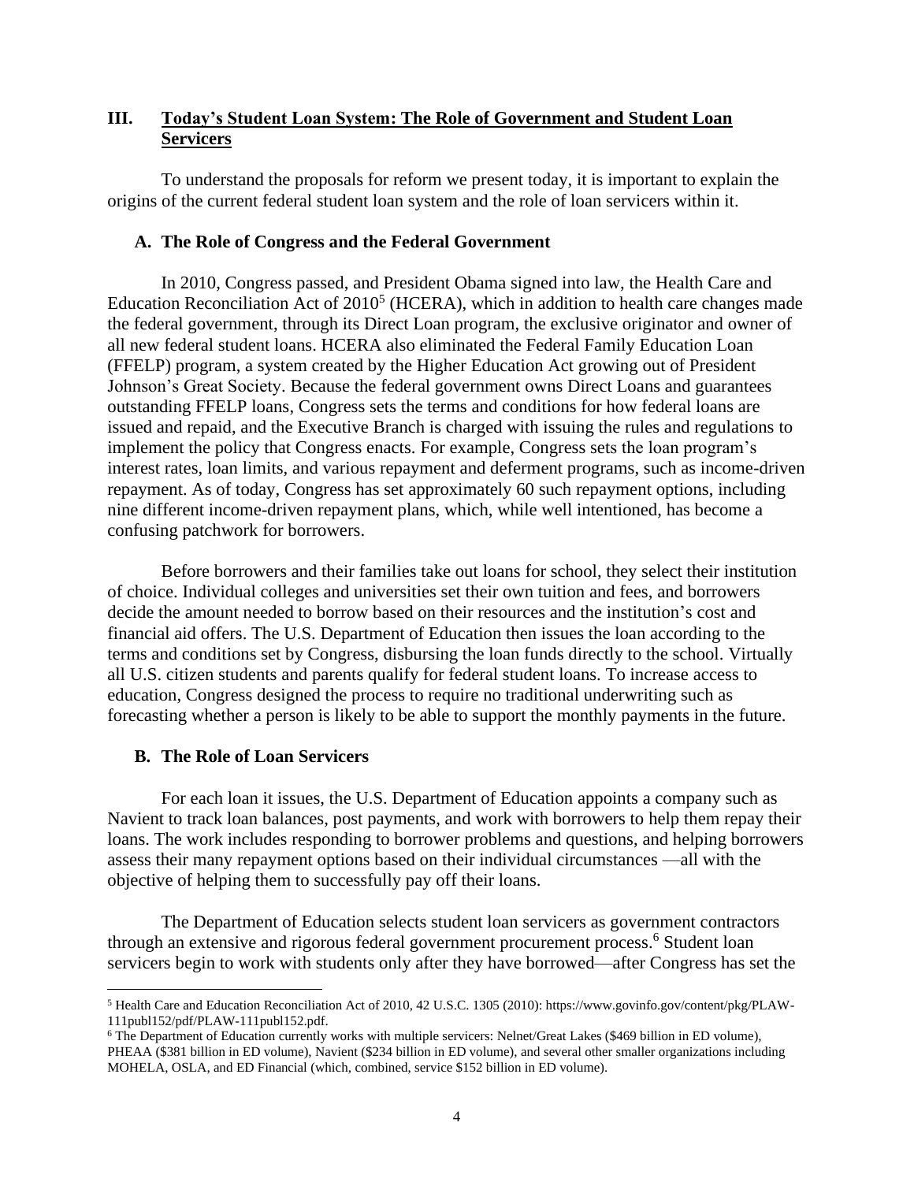## III. Today's Student Loan System: The Role of Government and Student Loan Servicers

To understand the proposals for reform we present today, it is important to explain the origins of the current federal student loan system and the role of loan servicers within it.

### A. The Role of Congress and the Federal Government

In 2010, Congress passed, and President Obama signed into law, the Health Care and Education Reconciliation Act of 2010[5] (HCERA), which in addition to health care changes made the federal government, through its Direct Loan program, the exclusive originator and owner of all new federal student loans. HCERA also eliminated the Federal Family Education Loan (FFELP) program, a system created by the Higher Education Act growing out of President Johnson's Great Society. Because the federal government owns Direct Loans and guarantees outstanding FFELP loans, Congress sets the terms and conditions for how federal loans are issued and repaid, and the Executive Branch is charged with issuing the rules and regulations to implement the policy that Congress enacts. For example, Congress sets the loan program's interest rates, loan limits, and various repayment and deferment programs, such as income-driven repayment. As of today, Congress has set approximately 60 such repayment options, including nine different income-driven repayment plans, which, while well intentioned, has become a confusing patchwork for borrowers.

Before borrowers and their families take out loans for school, they select their institution of choice. Individual colleges and universities set their own tuition and fees, and borrowers decide the amount needed to borrow based on their resources and the institution's cost and financial aid offers. The U.S. Department of Education then issues the loan according to the terms and conditions set by Congress, disbursing the loan funds directly to the school. Virtually all U.S. citizen students and parents qualify for federal student loans. To increase access to education, Congress designed the process to require no traditional underwriting such as forecasting whether a person is likely to be able to support the monthly payments in the future.

### B. The Role of Loan Servicers

For each loan it issues, the U.S. Department of Education appoints a company such as Navient to track loan balances, post payments, and work with borrowers to help them repay their loans. The work includes responding to borrower problems and questions, and helping borrowers assess their many repayment options based on their individual circumstances —all with the objective of helping them to successfully pay off their loans.

The Department of Education selects student loan servicers as government contractors through an extensive and rigorous federal government procurement process.[6] Student loan servicers begin to work with students only after they have borrowed—after Congress has set the

---

[5] Health Care and Education Reconciliation Act of 2010, 42 U.S.C. 1305 (2010): https://www.govinfo.gov/content/pkg/PLAW-111publ152/pdf/PLAW-111publ152.pdf.

[6] The Department of Education currently works with multiple servicers: Nelnet/Great Lakes ($469 billion in ED volume), PHEAA ($381 billion in ED volume), Navient ($234 billion in ED volume), and several other smaller organizations including MOHELA, OSLA, and ED Financial (which, combined, service $152 billion in ED volume).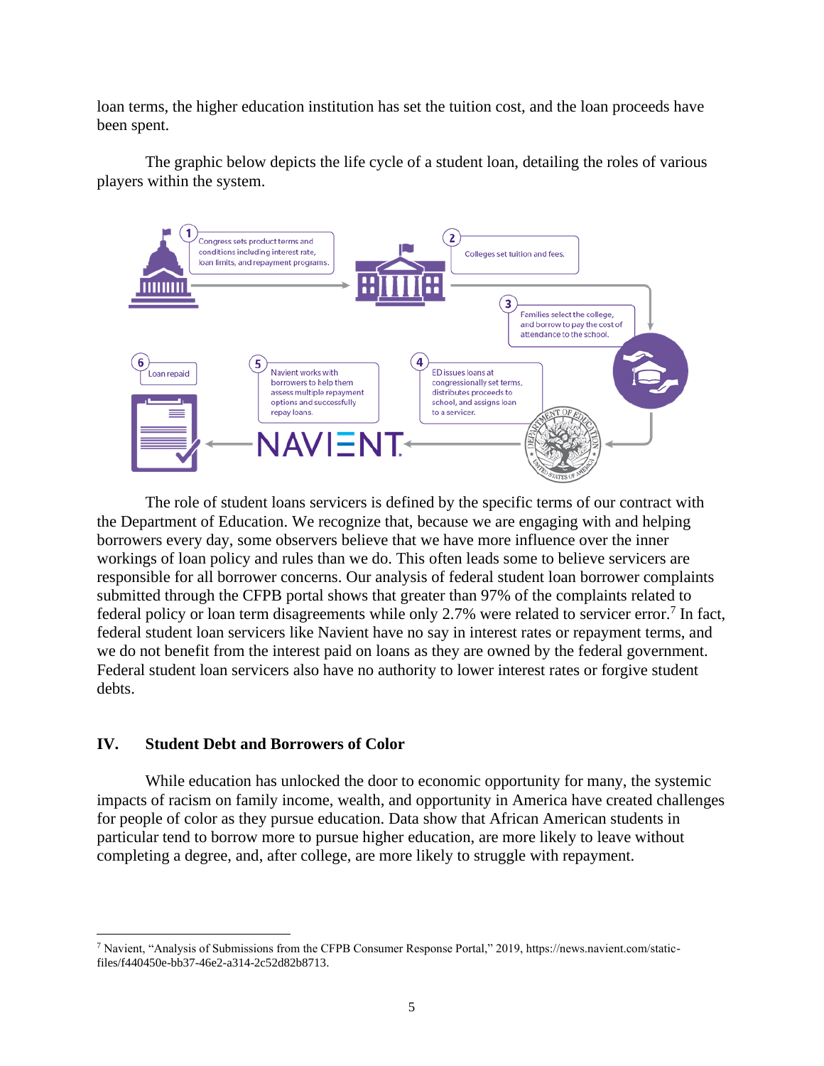loan terms, the higher education institution has set the tuition cost, and the loan proceeds have been spent.

The graphic below depicts the life cycle of a student loan, detailing the roles of various players within the system.

1. Congress sets product terms and conditions including interest rate, loan limits, and repayment programs.
2. Colleges set tuition and fees.
3. Families select the college, and borrow to pay the cost of attendance to the school.
4. ED issues loans at congressionally set terms, distributes proceeds to school, and assigns loan to a servicer.
5. Navient works with borrowers to help them assess multiple repayment options and successfully repay loans.
6. Loan repaid

The role of student loans servicers is defined by the specific terms of our contract with the Department of Education. We recognize that, because we are engaging with and helping borrowers every day, some observers believe that we have more influence over the inner workings of loan policy and rules than we do. This often leads some to believe servicers are responsible for all borrower concerns. Our analysis of federal student loan borrower complaints submitted through the CFPB portal shows that greater than 97% of the complaints related to federal policy or loan term disagreements while only 2.7% were related to servicer error.[7] In fact, federal student loan servicers like Navient have no say in interest rates or repayment terms, and we do not benefit from the interest paid on loans as they are owned by the federal government. Federal student loan servicers also have no authority to lower interest rates or forgive student debts.

## IV. Student Debt and Borrowers of Color

While education has unlocked the door to economic opportunity for many, the systemic impacts of racism on family income, wealth, and opportunity in America have created challenges for people of color as they pursue education. Data show that African American students in particular tend to borrow more to pursue higher education, are more likely to leave without completing a degree, and, after college, are more likely to struggle with repayment.

[7] Navient, "Analysis of Submissions from the CFPB Consumer Response Portal," 2019, https://news.navient.com/static-files/f440450e-bb37-46e2-a314-2c52d82b8713.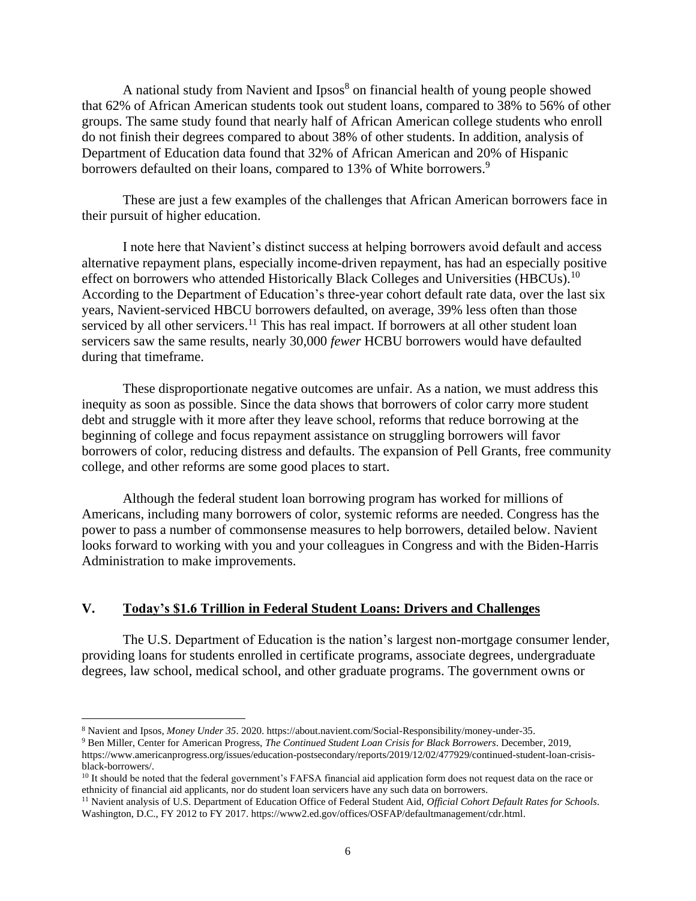A national study from Navient and Ipsos[8] on financial health of young people showed that 62% of African American students took out student loans, compared to 38% to 56% of other groups. The same study found that nearly half of African American college students who enroll do not finish their degrees compared to about 38% of other students. In addition, analysis of Department of Education data found that 32% of African American and 20% of Hispanic borrowers defaulted on their loans, compared to 13% of White borrowers.[9]

These are just a few examples of the challenges that African American borrowers face in their pursuit of higher education.

I note here that Navient's distinct success at helping borrowers avoid default and access alternative repayment plans, especially income-driven repayment, has had an especially positive effect on borrowers who attended Historically Black Colleges and Universities (HBCUs).[10] According to the Department of Education's three-year cohort default rate data, over the last six years, Navient-serviced HBCU borrowers defaulted, on average, 39% less often than those serviced by all other servicers.[11] This has real impact. If borrowers at all other student loan servicers saw the same results, nearly 30,000 *fewer* HCBU borrowers would have defaulted during that timeframe.

These disproportionate negative outcomes are unfair. As a nation, we must address this inequity as soon as possible. Since the data shows that borrowers of color carry more student debt and struggle with it more after they leave school, reforms that reduce borrowing at the beginning of college and focus repayment assistance on struggling borrowers will favor borrowers of color, reducing distress and defaults. The expansion of Pell Grants, free community college, and other reforms are some good places to start.

Although the federal student loan borrowing program has worked for millions of Americans, including many borrowers of color, systemic reforms are needed. Congress has the power to pass a number of commonsense measures to help borrowers, detailed below. Navient looks forward to working with you and your colleagues in Congress and with the Biden-Harris Administration to make improvements.

## V. Today's $1.6 Trillion in Federal Student Loans: Drivers and Challenges

The U.S. Department of Education is the nation's largest non-mortgage consumer lender, providing loans for students enrolled in certificate programs, associate degrees, undergraduate degrees, law school, medical school, and other graduate programs. The government owns or

---

[8] Navient and Ipsos, *Money Under 35*. 2020. https://about.navient.com/Social-Responsibility/money-under-35.

[9] Ben Miller, Center for American Progress, *The Continued Student Loan Crisis for Black Borrowers*. December, 2019, https://www.americanprogress.org/issues/education-postsecondary/reports/2019/12/02/477929/continued-student-loan-crisis-black-borrowers/.

[10] It should be noted that the federal government's FAFSA financial aid application form does not request data on the race or ethnicity of financial aid applicants, nor do student loan servicers have any such data on borrowers.

[11] Navient analysis of U.S. Department of Education Office of Federal Student Aid, *Official Cohort Default Rates for Schools*. Washington, D.C., FY 2012 to FY 2017. https://www2.ed.gov/offices/OSFAP/defaultmanagement/cdr.html.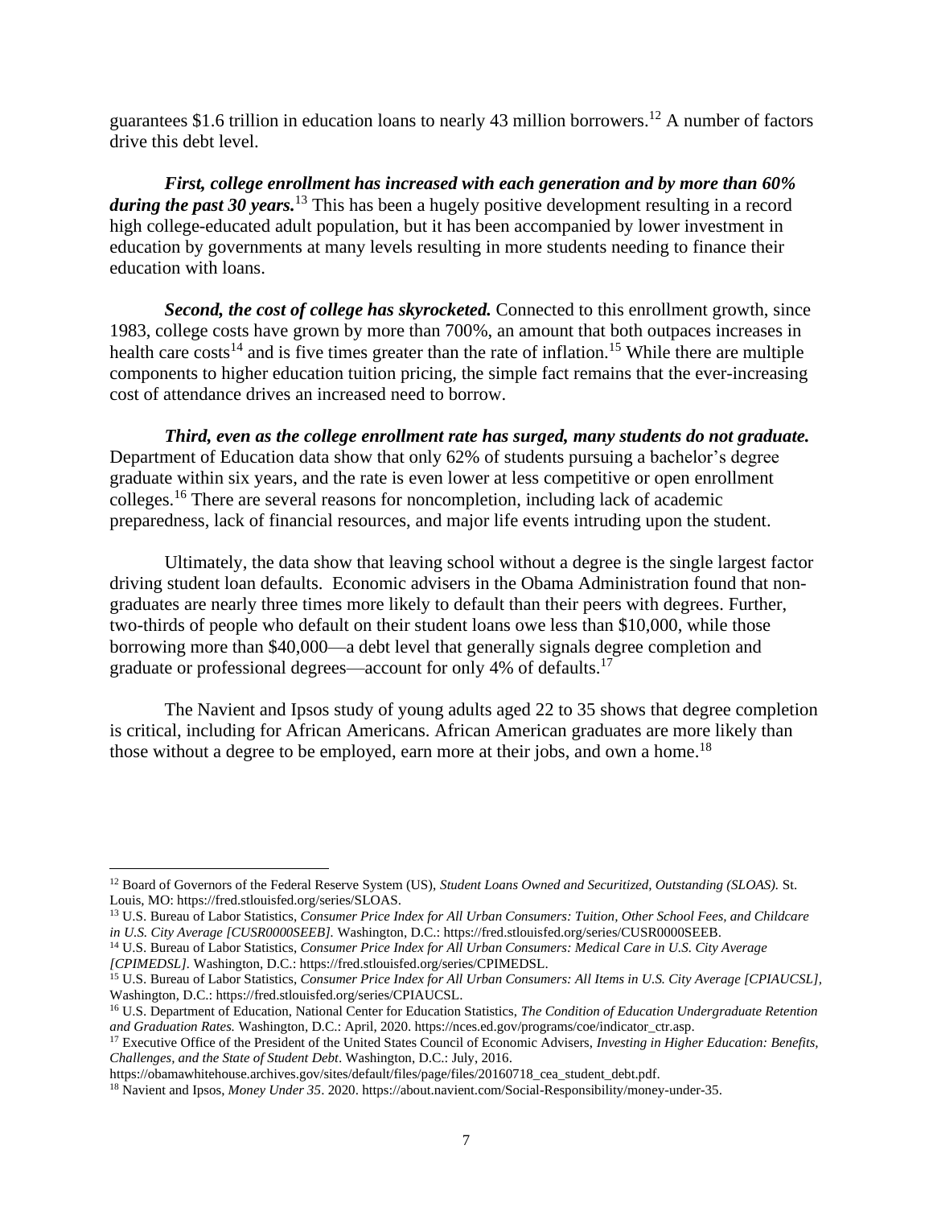guarantees $1.6 trillion in education loans to nearly 43 million borrowers.[12] A number of factors drive this debt level.

***First, college enrollment has increased with each generation and by more than 60% during the past 30 years.***[13] This has been a hugely positive development resulting in a record high college-educated adult population, but it has been accompanied by lower investment in education by governments at many levels resulting in more students needing to finance their education with loans.

***Second, the cost of college has skyrocketed.*** Connected to this enrollment growth, since 1983, college costs have grown by more than 700%, an amount that both outpaces increases in health care costs[14] and is five times greater than the rate of inflation.[15] While there are multiple components to higher education tuition pricing, the simple fact remains that the ever-increasing cost of attendance drives an increased need to borrow.

***Third, even as the college enrollment rate has surged, many students do not graduate.*** Department of Education data show that only 62% of students pursuing a bachelor's degree graduate within six years, and the rate is even lower at less competitive or open enrollment colleges.[16] There are several reasons for noncompletion, including lack of academic preparedness, lack of financial resources, and major life events intruding upon the student.

Ultimately, the data show that leaving school without a degree is the single largest factor driving student loan defaults. Economic advisers in the Obama Administration found that non-graduates are nearly three times more likely to default than their peers with degrees. Further, two-thirds of people who default on their student loans owe less than $10,000, while those borrowing more than $40,000—a debt level that generally signals degree completion and graduate or professional degrees—account for only 4% of defaults.[17]

The Navient and Ipsos study of young adults aged 22 to 35 shows that degree completion is critical, including for African Americans. African American graduates are more likely than those without a degree to be employed, earn more at their jobs, and own a home.[18]

---

[12] Board of Governors of the Federal Reserve System (US), *Student Loans Owned and Securitized, Outstanding (SLOAS).* St. Louis, MO: https://fred.stlouisfed.org/series/SLOAS.

[13] U.S. Bureau of Labor Statistics, *Consumer Price Index for All Urban Consumers: Tuition, Other School Fees, and Childcare in U.S. City Average [CUSR0000SEEB].* Washington, D.C.: https://fred.stlouisfed.org/series/CUSR0000SEEB.

[14] U.S. Bureau of Labor Statistics, *Consumer Price Index for All Urban Consumers: Medical Care in U.S. City Average [CPIMEDSL].* Washington, D.C.: https://fred.stlouisfed.org/series/CPIMEDSL.

[15] U.S. Bureau of Labor Statistics, *Consumer Price Index for All Urban Consumers: All Items in U.S. City Average [CPIAUCSL],* Washington, D.C.: https://fred.stlouisfed.org/series/CPIAUCSL.

[16] U.S. Department of Education, National Center for Education Statistics, *The Condition of Education Undergraduate Retention and Graduation Rates.* Washington, D.C.: April, 2020. https://nces.ed.gov/programs/coe/indicator_ctr.asp.

[17] Executive Office of the President of the United States Council of Economic Advisers, *Investing in Higher Education: Benefits, Challenges, and the State of Student Debt*. Washington, D.C.: July, 2016. https://obamawhitehouse.archives.gov/sites/default/files/page/files/20160718_cea_student_debt.pdf.

[18] Navient and Ipsos, *Money Under 35*. 2020. https://about.navient.com/Social-Responsibility/money-under-35.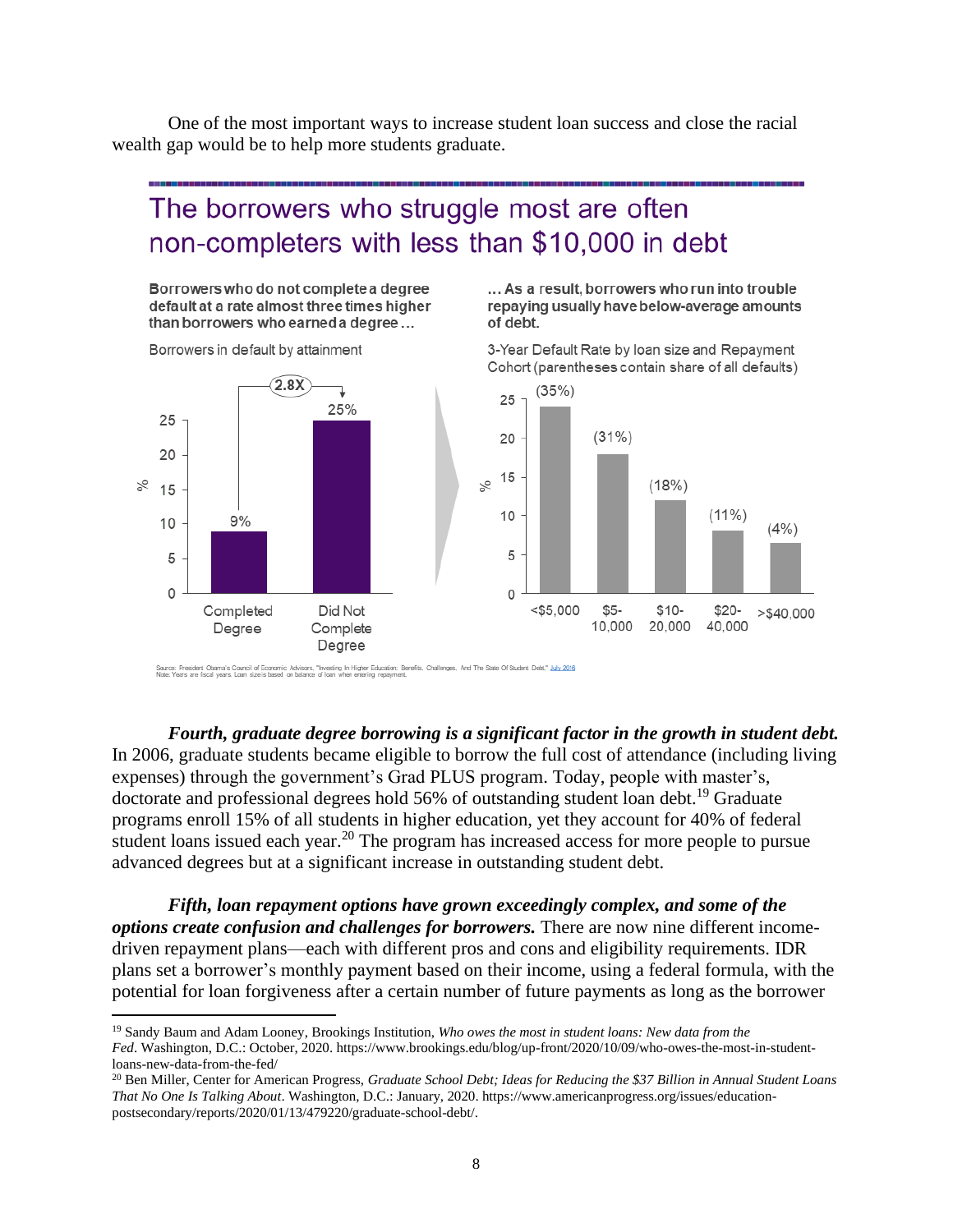One of the most important ways to increase student loan success and close the racial wealth gap would be to help more students graduate.

## The borrowers who struggle most are often non-completers with less than $10,000 in debt

**Borrowers who do not complete a degree default at a rate almost three times higher than borrowers who earned a degree …**

Borrowers in default by attainment

| Attainment | % in default |
| --- | --- |
| Completed Degree | 9% |
| Did Not Complete Degree | 25% |

2.8X

**… As a result, borrowers who run into trouble repaying usually have below-average amounts of debt.**

3-Year Default Rate by loan size and Repayment Cohort (parentheses contain share of all defaults)

| Loan size | Share of all defaults |
| --- | --- |
| <$5,000 | (35%) |
| $5-10,000 | (31%) |
| $10-20,000 | (18%) |
| $20-40,000 | (11%) |
| >$40,000 | (4%) |

Source: President Obama's Council of Economic Advisors, "Investing In Higher Education: Benefits, Challenges, And The State Of Student Debt," July 2016
Note: Years are fiscal years. Loan size is based on balance of loan when entering repayment.

***Fourth, graduate degree borrowing is a significant factor in the growth in student debt.*** In 2006, graduate students became eligible to borrow the full cost of attendance (including living expenses) through the government's Grad PLUS program. Today, people with master's, doctorate and professional degrees hold 56% of outstanding student loan debt.[19] Graduate programs enroll 15% of all students in higher education, yet they account for 40% of federal student loans issued each year.[20] The program has increased access for more people to pursue advanced degrees but at a significant increase in outstanding student debt.

***Fifth, loan repayment options have grown exceedingly complex, and some of the options create confusion and challenges for borrowers.*** There are now nine different income-driven repayment plans—each with different pros and cons and eligibility requirements. IDR plans set a borrower's monthly payment based on their income, using a federal formula, with the potential for loan forgiveness after a certain number of future payments as long as the borrower

---

[19] Sandy Baum and Adam Looney, Brookings Institution, *Who owes the most in student loans: New data from the Fed*. Washington, D.C.: October, 2020. https://www.brookings.edu/blog/up-front/2020/10/09/who-owes-the-most-in-student-loans-new-data-from-the-fed/

[20] Ben Miller, Center for American Progress, *Graduate School Debt; Ideas for Reducing the $37 Billion in Annual Student Loans That No One Is Talking About*. Washington, D.C.: January, 2020. https://www.americanprogress.org/issues/education-postsecondary/reports/2020/01/13/479220/graduate-school-debt/.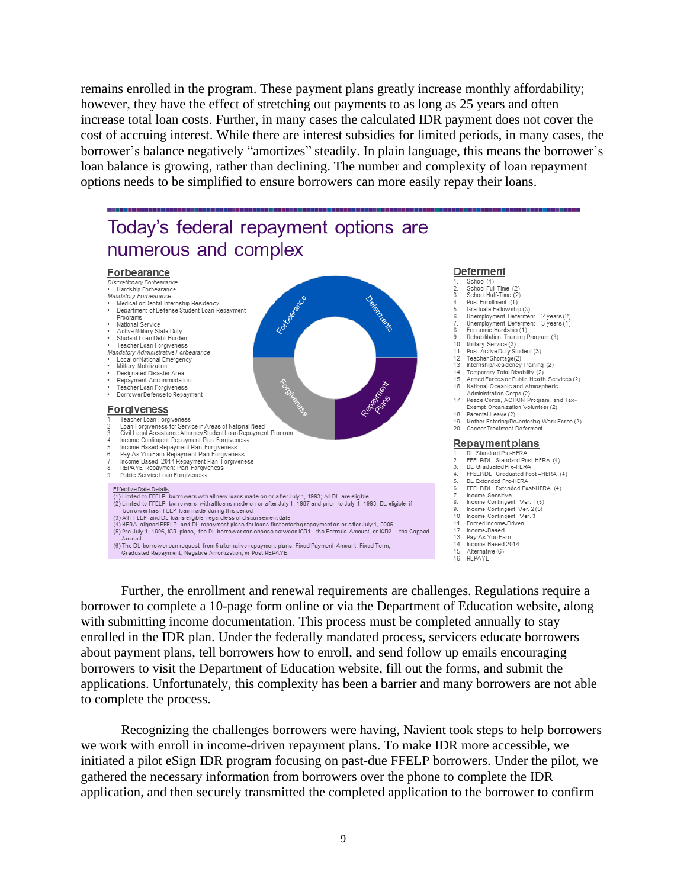remains enrolled in the program. These payment plans greatly increase monthly affordability; however, they have the effect of stretching out payments to as long as 25 years and often increase total loan costs. Further, in many cases the calculated IDR payment does not cover the cost of accruing interest. While there are interest subsidies for limited periods, in many cases, the borrower's balance negatively "amortizes" steadily. In plain language, this means the borrower's loan balance is growing, rather than declining. The number and complexity of loan repayment options needs to be simplified to ensure borrowers can more easily repay their loans.

## Today's federal repayment options are numerous and complex

### Forbearance

*Discretionary Forbearance*

- Hardship Forbearance

*Mandatory Forbearance*

- Medical or Dental Internship Residency
- Department of Defense Student Loan Repayment Programs
- National Service
- Active Military State Duty
- Student Loan Debt Burden
- Teacher Loan Forgiveness

*Mandatory Administrative Forbearance*

- Local or National Emergency
- Military Mobilization
- Designated Disaster Area
- Repayment Accommodation
- Teacher Loan Forgiveness
- Borrower Defense to Repayment

### Forgiveness

1. Teacher Loan Forgiveness
2. Loan Forgiveness for Service in Areas of National Need
3. Civil Legal Assistance Attorney Student Loan Repayment Program
4. Income Contingent Repayment Plan Forgiveness
5. Income Based Repayment Plan Forgiveness
6. Pay As You Earn Repayment Plan Forgiveness
7. Income Based 2014 Repayment Plan Forgiveness
8. REPAYE Repayment Plan Forgiveness
9. Public Service Loan Forgiveness

Forbearance | Deferments | Forgiveness | Repayment Plans

### Deferment

1. School (1)
2. School Full-Time (2)
3. School Half-Time (2)
4. Post Enrollment (1)
5. Graduate Fellowship (3)
6. Unemployment Deferment – 2 years (2)
7. Unemployment Deferment – 3 years (1)
8. Economic Hardship (1)
9. Rehabilitation Training Program (3)
10. Military Service (3)
11. Post-Active Duty Student (3)
12. Teacher Shortage (2)
13. Internship/Residency Training (2)
14. Temporary Total Disability (2)
15. Armed Forces or Public Health Services (2)
16. National Oceanic and Atmospheric Administration Corps (2)
17. Peace Corps, ACTION Program, and Tax-Exempt Organization Volunteer (2)
18. Parental Leave (2)
19. Mother Entering/Re-entering Work Force (2)
20. Cancer Treatment Deferment

### Repayment plans

1. DL Standard Pre-HERA
2. FFELP/DL Standard Post-HERA (4)
3. DL Graduated Pre-HERA
4. FFELP/DL Graduated Post –HERA (4)
5. DL Extended Pre-HERA
6. FFELP/DL Extended Post-HERA (4)
7. Income-Sensitive
8. Income-Contingent Ver. 1 (5)
9. Income-Contingent Ver. 2 (5)
10. Income-Contingent Ver. 3
11. Forced Income-Driven
12. Income-Based
13. Pay As You Earn
14. Income-Based 2014
15. Alternative (6)
16. REPAYE

Effective Date Details

(1) Limited to FFELP borrowers with all new loans made on or after July 1, 1993; All DL are eligible.
(2) Limited to FFELP borrowers with all loans made on or after July 1, 1987 and prior to July 1, 1993; DL eligible if borrower has FFELP loan made during this period.
(3) All FFELP and DL loans eligible regardless of disbursement date
(4) HERA aligned FFELP and DL repayment plans for loans first entering repayment on or after July 1, 2006.
(5) Pre July 1, 1996, ICR plans, the DL borrower can choose between ICR1 – the Formula Amount, or ICR2 – the Capped Amount.
(6) The DL borrower can request from 5 alternative repayment plans: Fixed Payment Amount, Fixed Term, Graduated Repayment, Negative Amortization, or Post REPAYE.

Further, the enrollment and renewal requirements are challenges. Regulations require a borrower to complete a 10-page form online or via the Department of Education website, along with submitting income documentation. This process must be completed annually to stay enrolled in the IDR plan. Under the federally mandated process, servicers educate borrowers about payment plans, tell borrowers how to enroll, and send follow up emails encouraging borrowers to visit the Department of Education website, fill out the forms, and submit the applications. Unfortunately, this complexity has been a barrier and many borrowers are not able to complete the process.

Recognizing the challenges borrowers were having, Navient took steps to help borrowers we work with enroll in income-driven repayment plans. To make IDR more accessible, we initiated a pilot eSign IDR program focusing on past-due FFELP borrowers. Under the pilot, we gathered the necessary information from borrowers over the phone to complete the IDR application, and then securely transmitted the completed application to the borrower to confirm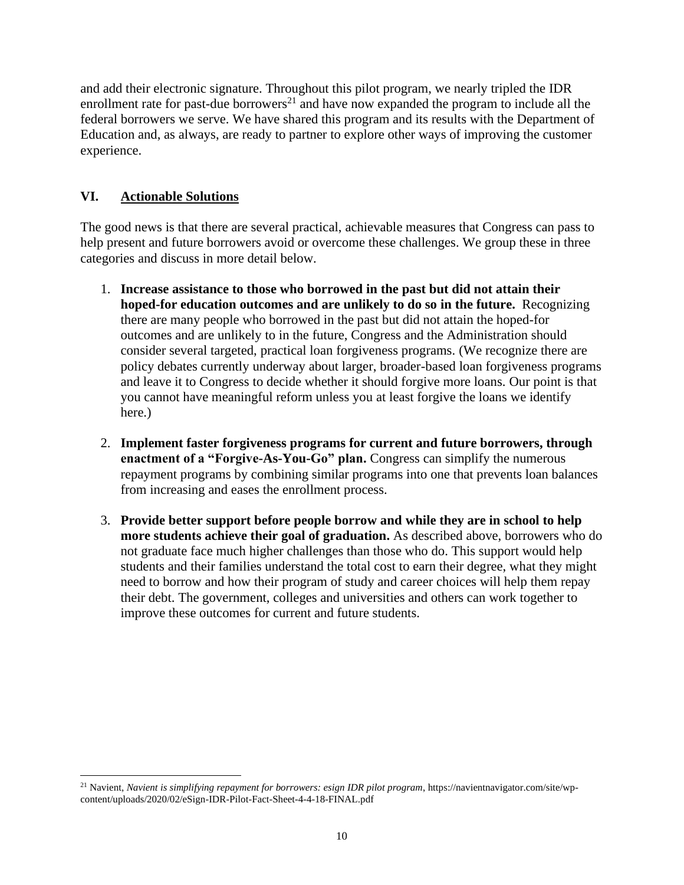and add their electronic signature. Throughout this pilot program, we nearly tripled the IDR enrollment rate for past-due borrowers[21] and have now expanded the program to include all the federal borrowers we serve. We have shared this program and its results with the Department of Education and, as always, are ready to partner to explore other ways of improving the customer experience.

## VI. Actionable Solutions

The good news is that there are several practical, achievable measures that Congress can pass to help present and future borrowers avoid or overcome these challenges. We group these in three categories and discuss in more detail below.

1. **Increase assistance to those who borrowed in the past but did not attain their hoped-for education outcomes and are unlikely to do so in the future.** Recognizing there are many people who borrowed in the past but did not attain the hoped-for outcomes and are unlikely to in the future, Congress and the Administration should consider several targeted, practical loan forgiveness programs. (We recognize there are policy debates currently underway about larger, broader-based loan forgiveness programs and leave it to Congress to decide whether it should forgive more loans. Our point is that you cannot have meaningful reform unless you at least forgive the loans we identify here.)

2. **Implement faster forgiveness programs for current and future borrowers, through enactment of a "Forgive-As-You-Go" plan.** Congress can simplify the numerous repayment programs by combining similar programs into one that prevents loan balances from increasing and eases the enrollment process.

3. **Provide better support before people borrow and while they are in school to help more students achieve their goal of graduation.** As described above, borrowers who do not graduate face much higher challenges than those who do. This support would help students and their families understand the total cost to earn their degree, what they might need to borrow and how their program of study and career choices will help them repay their debt. The government, colleges and universities and others can work together to improve these outcomes for current and future students.

---

[21] Navient, *Navient is simplifying repayment for borrowers: esign IDR pilot program*, https://navientnavigator.com/site/wp-content/uploads/2020/02/eSign-IDR-Pilot-Fact-Sheet-4-4-18-FINAL.pdf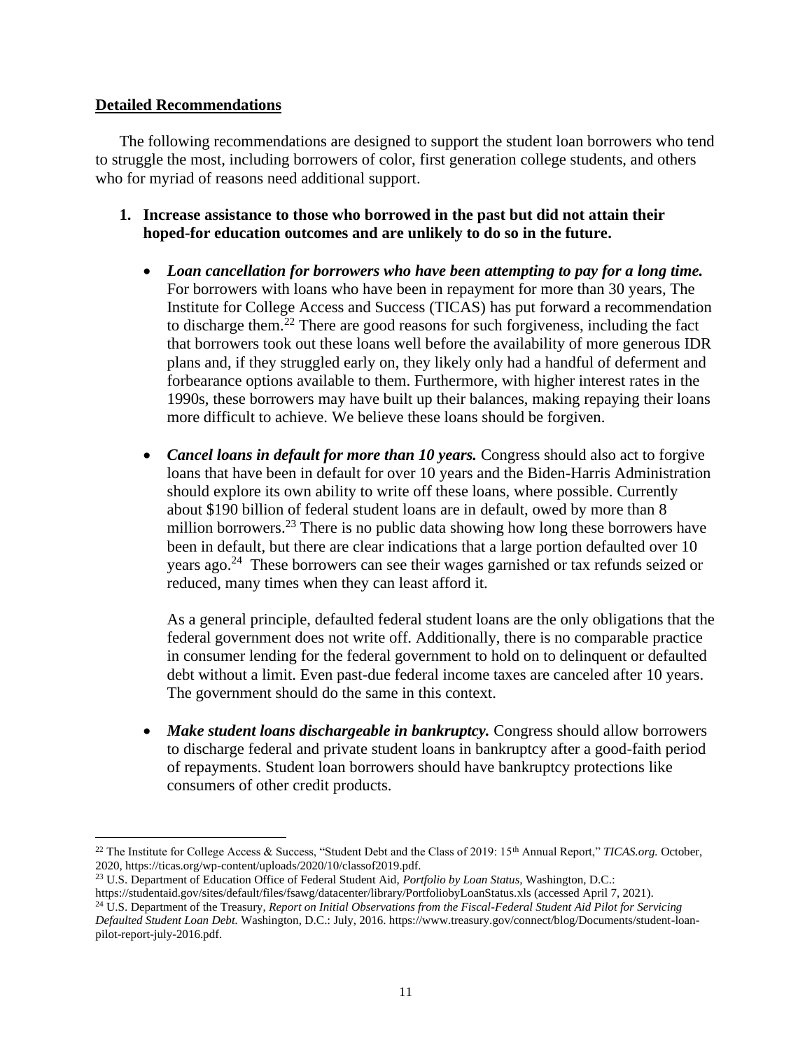**Detailed Recommendations**

The following recommendations are designed to support the student loan borrowers who tend to struggle the most, including borrowers of color, first generation college students, and others who for myriad of reasons need additional support.

1. **Increase assistance to those who borrowed in the past but did not attain their hoped-for education outcomes and are unlikely to do so in the future.**

   - ***Loan cancellation for borrowers who have been attempting to pay for a long time.*** For borrowers with loans who have been in repayment for more than 30 years, The Institute for College Access and Success (TICAS) has put forward a recommendation to discharge them.[22] There are good reasons for such forgiveness, including the fact that borrowers took out these loans well before the availability of more generous IDR plans and, if they struggled early on, they likely only had a handful of deferment and forbearance options available to them. Furthermore, with higher interest rates in the 1990s, these borrowers may have built up their balances, making repaying their loans more difficult to achieve. We believe these loans should be forgiven.

   - ***Cancel loans in default for more than 10 years.*** Congress should also act to forgive loans that have been in default for over 10 years and the Biden-Harris Administration should explore its own ability to write off these loans, where possible. Currently about $190 billion of federal student loans are in default, owed by more than 8 million borrowers.[23] There is no public data showing how long these borrowers have been in default, but there are clear indications that a large portion defaulted over 10 years ago.[24] These borrowers can see their wages garnished or tax refunds seized or reduced, many times when they can least afford it.

     As a general principle, defaulted federal student loans are the only obligations that the federal government does not write off. Additionally, there is no comparable practice in consumer lending for the federal government to hold on to delinquent or defaulted debt without a limit. Even past-due federal income taxes are canceled after 10 years. The government should do the same in this context.

   - ***Make student loans dischargeable in bankruptcy.*** Congress should allow borrowers to discharge federal and private student loans in bankruptcy after a good-faith period of repayments. Student loan borrowers should have bankruptcy protections like consumers of other credit products.

---

[22] The Institute for College Access & Success, "Student Debt and the Class of 2019: 15th Annual Report," *TICAS.org.* October, 2020, https://ticas.org/wp-content/uploads/2020/10/classof2019.pdf.

[23] U.S. Department of Education Office of Federal Student Aid, *Portfolio by Loan Status,* Washington, D.C.: https://studentaid.gov/sites/default/files/fsawg/datacenter/library/PortfoliobyLoanStatus.xls (accessed April 7, 2021).

[24] U.S. Department of the Treasury, *Report on Initial Observations from the Fiscal-Federal Student Aid Pilot for Servicing Defaulted Student Loan Debt.* Washington, D.C.: July, 2016. https://www.treasury.gov/connect/blog/Documents/student-loan-pilot-report-july-2016.pdf.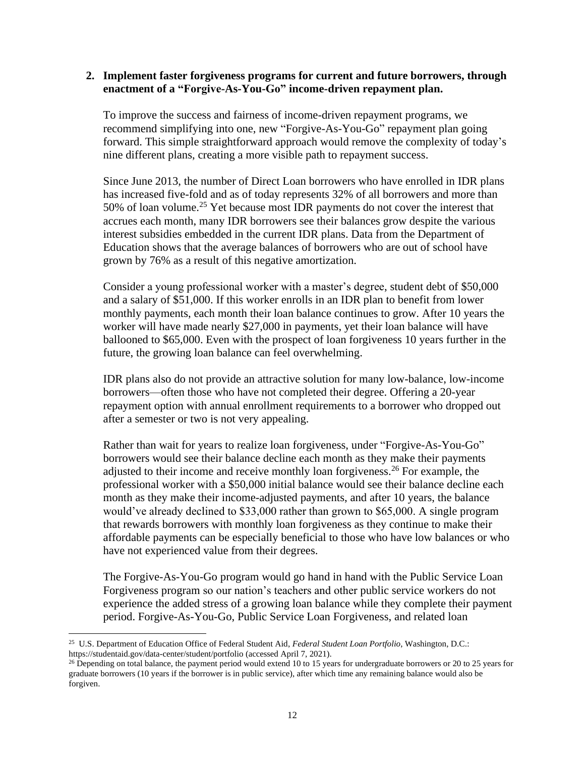2. **Implement faster forgiveness programs for current and future borrowers, through enactment of a "Forgive-As-You-Go" income-driven repayment plan.**

To improve the success and fairness of income-driven repayment programs, we recommend simplifying into one, new "Forgive-As-You-Go" repayment plan going forward. This simple straightforward approach would remove the complexity of today's nine different plans, creating a more visible path to repayment success.

Since June 2013, the number of Direct Loan borrowers who have enrolled in IDR plans has increased five-fold and as of today represents 32% of all borrowers and more than 50% of loan volume.[25] Yet because most IDR payments do not cover the interest that accrues each month, many IDR borrowers see their balances grow despite the various interest subsidies embedded in the current IDR plans. Data from the Department of Education shows that the average balances of borrowers who are out of school have grown by 76% as a result of this negative amortization.

Consider a young professional worker with a master's degree, student debt of $50,000 and a salary of $51,000. If this worker enrolls in an IDR plan to benefit from lower monthly payments, each month their loan balance continues to grow. After 10 years the worker will have made nearly $27,000 in payments, yet their loan balance will have ballooned to $65,000. Even with the prospect of loan forgiveness 10 years further in the future, the growing loan balance can feel overwhelming.

IDR plans also do not provide an attractive solution for many low-balance, low-income borrowers—often those who have not completed their degree. Offering a 20-year repayment option with annual enrollment requirements to a borrower who dropped out after a semester or two is not very appealing.

Rather than wait for years to realize loan forgiveness, under "Forgive-As-You-Go" borrowers would see their balance decline each month as they make their payments adjusted to their income and receive monthly loan forgiveness.[26] For example, the professional worker with a $50,000 initial balance would see their balance decline each month as they make their income-adjusted payments, and after 10 years, the balance would've already declined to $33,000 rather than grown to $65,000. A single program that rewards borrowers with monthly loan forgiveness as they continue to make their affordable payments can be especially beneficial to those who have low balances or who have not experienced value from their degrees.

The Forgive-As-You-Go program would go hand in hand with the Public Service Loan Forgiveness program so our nation's teachers and other public service workers do not experience the added stress of a growing loan balance while they complete their payment period. Forgive-As-You-Go, Public Service Loan Forgiveness, and related loan

---

[25] U.S. Department of Education Office of Federal Student Aid, *Federal Student Loan Portfolio*, Washington, D.C.: https://studentaid.gov/data-center/student/portfolio (accessed April 7, 2021).

[26] Depending on total balance, the payment period would extend 10 to 15 years for undergraduate borrowers or 20 to 25 years for graduate borrowers (10 years if the borrower is in public service), after which time any remaining balance would also be forgiven.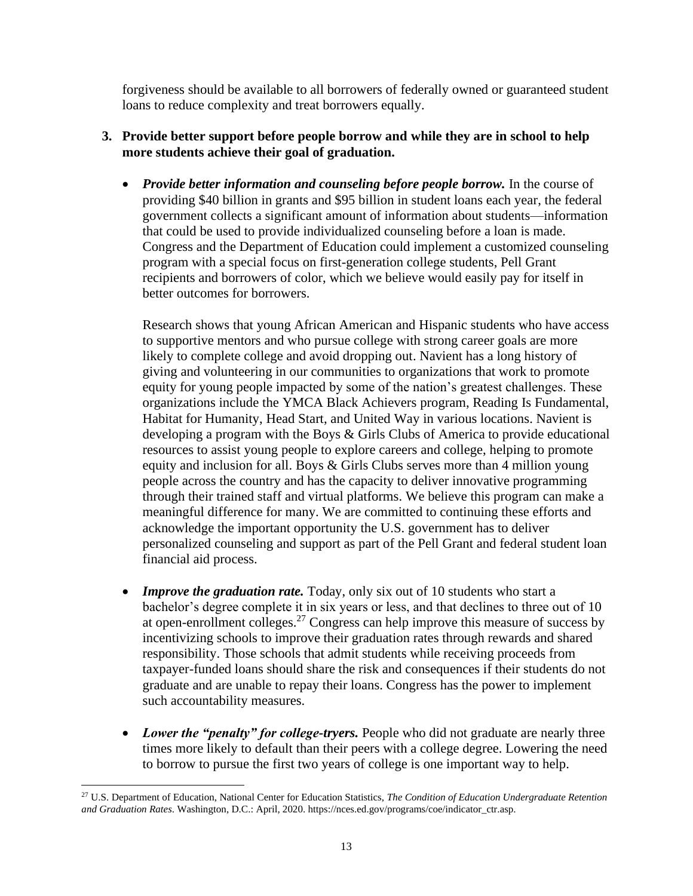forgiveness should be available to all borrowers of federally owned or guaranteed student loans to reduce complexity and treat borrowers equally.

3. **Provide better support before people borrow and while they are in school to help more students achieve their goal of graduation.**

   - ***Provide better information and counseling before people borrow.*** In the course of providing $40 billion in grants and $95 billion in student loans each year, the federal government collects a significant amount of information about students—information that could be used to provide individualized counseling before a loan is made. Congress and the Department of Education could implement a customized counseling program with a special focus on first-generation college students, Pell Grant recipients and borrowers of color, which we believe would easily pay for itself in better outcomes for borrowers.

     Research shows that young African American and Hispanic students who have access to supportive mentors and who pursue college with strong career goals are more likely to complete college and avoid dropping out. Navient has a long history of giving and volunteering in our communities to organizations that work to promote equity for young people impacted by some of the nation's greatest challenges. These organizations include the YMCA Black Achievers program, Reading Is Fundamental, Habitat for Humanity, Head Start, and United Way in various locations. Navient is developing a program with the Boys & Girls Clubs of America to provide educational resources to assist young people to explore careers and college, helping to promote equity and inclusion for all. Boys & Girls Clubs serves more than 4 million young people across the country and has the capacity to deliver innovative programming through their trained staff and virtual platforms. We believe this program can make a meaningful difference for many. We are committed to continuing these efforts and acknowledge the important opportunity the U.S. government has to deliver personalized counseling and support as part of the Pell Grant and federal student loan financial aid process.

   - ***Improve the graduation rate.*** Today, only six out of 10 students who start a bachelor's degree complete it in six years or less, and that declines to three out of 10 at open-enrollment colleges.[27] Congress can help improve this measure of success by incentivizing schools to improve their graduation rates through rewards and shared responsibility. Those schools that admit students while receiving proceeds from taxpayer-funded loans should share the risk and consequences if their students do not graduate and are unable to repay their loans. Congress has the power to implement such accountability measures.

   - ***Lower the "penalty" for college-tryers.*** People who did not graduate are nearly three times more likely to default than their peers with a college degree. Lowering the need to borrow to pursue the first two years of college is one important way to help.

[27] U.S. Department of Education, National Center for Education Statistics, *The Condition of Education Undergraduate Retention and Graduation Rates*. Washington, D.C.: April, 2020. https://nces.ed.gov/programs/coe/indicator_ctr.asp.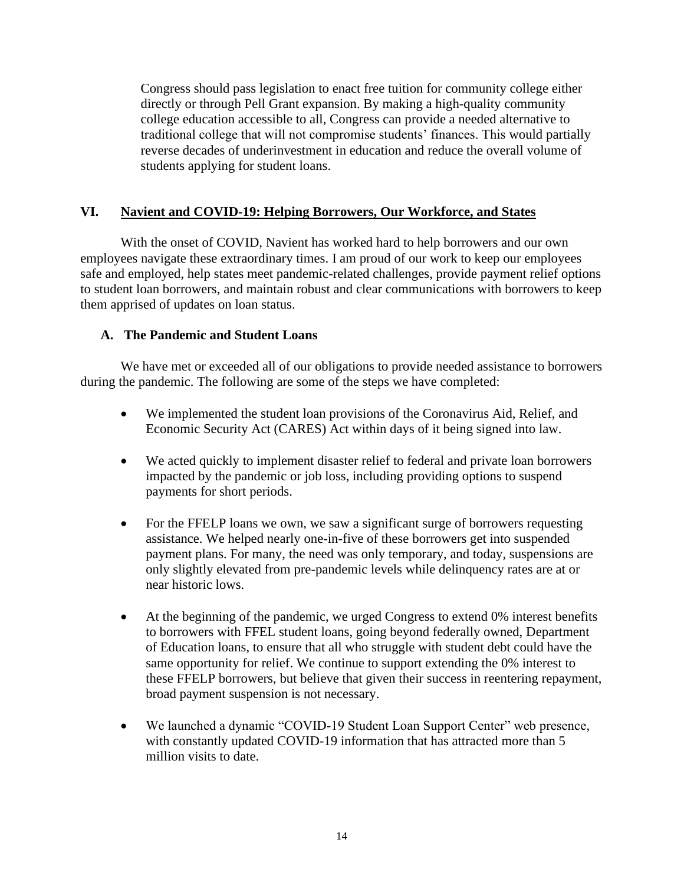Congress should pass legislation to enact free tuition for community college either directly or through Pell Grant expansion. By making a high-quality community college education accessible to all, Congress can provide a needed alternative to traditional college that will not compromise students' finances. This would partially reverse decades of underinvestment in education and reduce the overall volume of students applying for student loans.

## VI. Navient and COVID-19: Helping Borrowers, Our Workforce, and States

With the onset of COVID, Navient has worked hard to help borrowers and our own employees navigate these extraordinary times. I am proud of our work to keep our employees safe and employed, help states meet pandemic-related challenges, provide payment relief options to student loan borrowers, and maintain robust and clear communications with borrowers to keep them apprised of updates on loan status.

### A. The Pandemic and Student Loans

We have met or exceeded all of our obligations to provide needed assistance to borrowers during the pandemic. The following are some of the steps we have completed:

- We implemented the student loan provisions of the Coronavirus Aid, Relief, and Economic Security Act (CARES) Act within days of it being signed into law.
- We acted quickly to implement disaster relief to federal and private loan borrowers impacted by the pandemic or job loss, including providing options to suspend payments for short periods.
- For the FFELP loans we own, we saw a significant surge of borrowers requesting assistance. We helped nearly one-in-five of these borrowers get into suspended payment plans. For many, the need was only temporary, and today, suspensions are only slightly elevated from pre-pandemic levels while delinquency rates are at or near historic lows.
- At the beginning of the pandemic, we urged Congress to extend 0% interest benefits to borrowers with FFEL student loans, going beyond federally owned, Department of Education loans, to ensure that all who struggle with student debt could have the same opportunity for relief. We continue to support extending the 0% interest to these FFELP borrowers, but believe that given their success in reentering repayment, broad payment suspension is not necessary.
- We launched a dynamic "COVID-19 Student Loan Support Center" web presence, with constantly updated COVID-19 information that has attracted more than 5 million visits to date.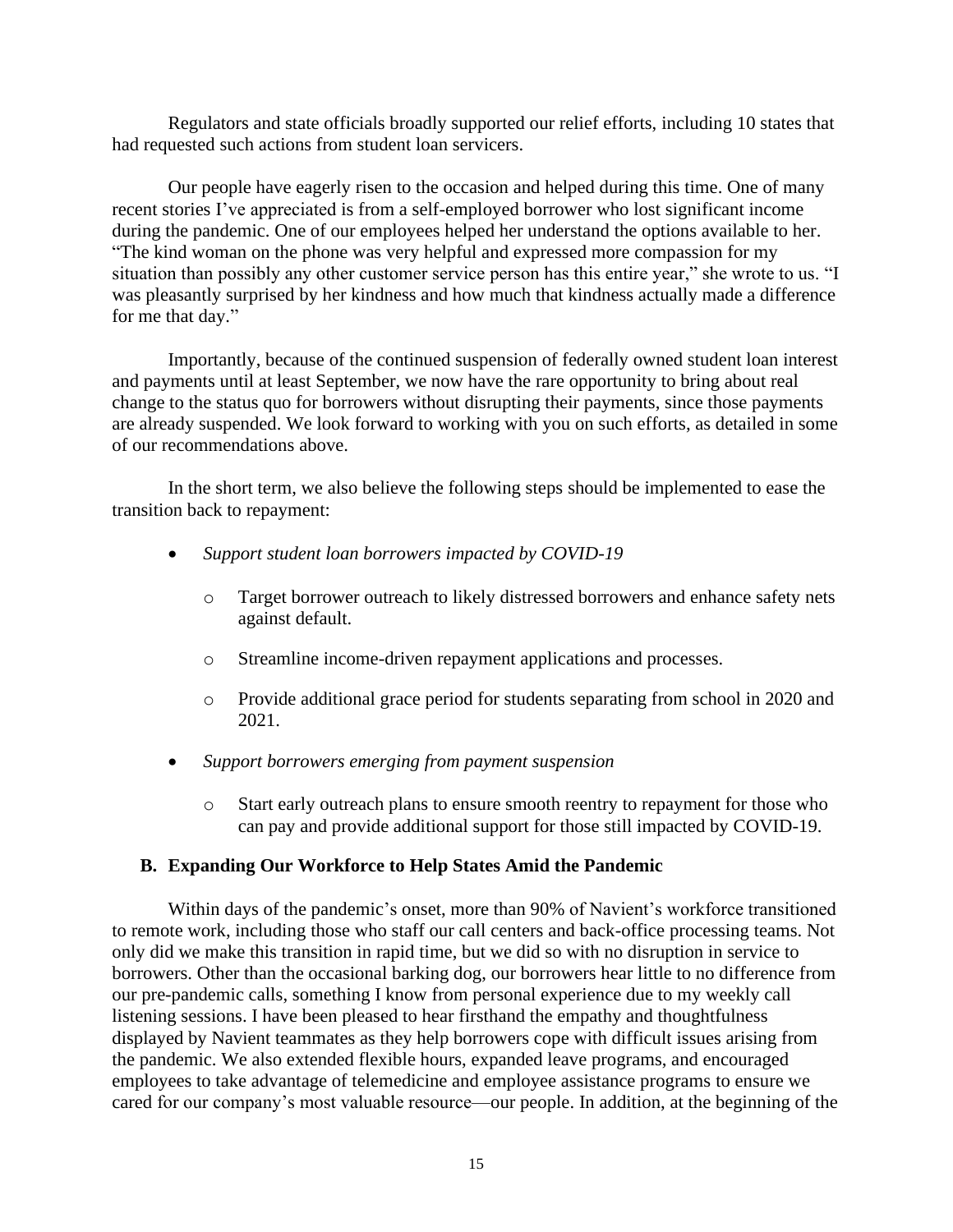Regulators and state officials broadly supported our relief efforts, including 10 states that had requested such actions from student loan servicers.

Our people have eagerly risen to the occasion and helped during this time. One of many recent stories I've appreciated is from a self-employed borrower who lost significant income during the pandemic. One of our employees helped her understand the options available to her. "The kind woman on the phone was very helpful and expressed more compassion for my situation than possibly any other customer service person has this entire year," she wrote to us. "I was pleasantly surprised by her kindness and how much that kindness actually made a difference for me that day."

Importantly, because of the continued suspension of federally owned student loan interest and payments until at least September, we now have the rare opportunity to bring about real change to the status quo for borrowers without disrupting their payments, since those payments are already suspended. We look forward to working with you on such efforts, as detailed in some of our recommendations above.

In the short term, we also believe the following steps should be implemented to ease the transition back to repayment:

- *Support student loan borrowers impacted by COVID-19*
    - Target borrower outreach to likely distressed borrowers and enhance safety nets against default.
    - Streamline income-driven repayment applications and processes.
    - Provide additional grace period for students separating from school in 2020 and 2021.
- *Support borrowers emerging from payment suspension*
    - Start early outreach plans to ensure smooth reentry to repayment for those who can pay and provide additional support for those still impacted by COVID-19.

### B. Expanding Our Workforce to Help States Amid the Pandemic

Within days of the pandemic's onset, more than 90% of Navient's workforce transitioned to remote work, including those who staff our call centers and back-office processing teams. Not only did we make this transition in rapid time, but we did so with no disruption in service to borrowers. Other than the occasional barking dog, our borrowers hear little to no difference from our pre-pandemic calls, something I know from personal experience due to my weekly call listening sessions. I have been pleased to hear firsthand the empathy and thoughtfulness displayed by Navient teammates as they help borrowers cope with difficult issues arising from the pandemic. We also extended flexible hours, expanded leave programs, and encouraged employees to take advantage of telemedicine and employee assistance programs to ensure we cared for our company's most valuable resource—our people. In addition, at the beginning of the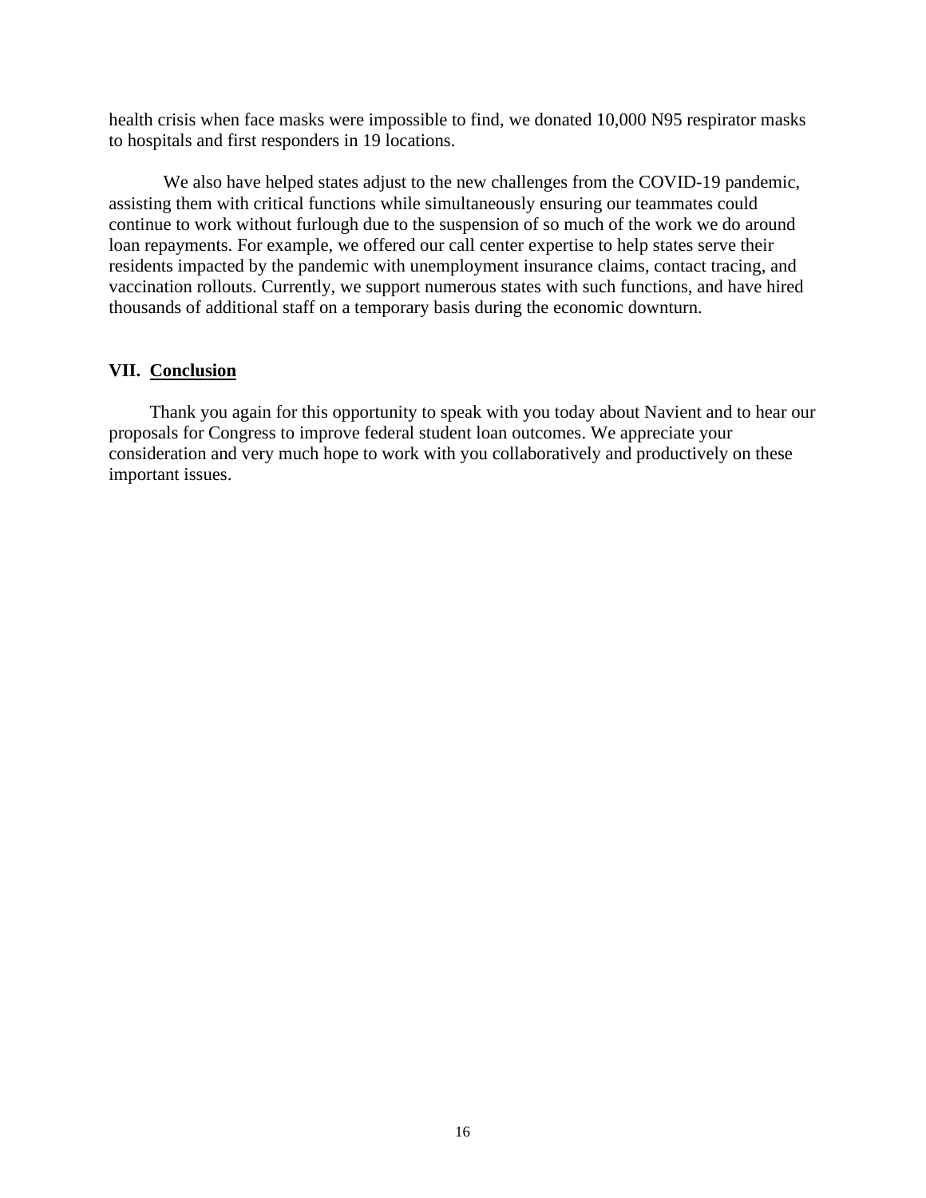health crisis when face masks were impossible to find, we donated 10,000 N95 respirator masks to hospitals and first responders in 19 locations.

We also have helped states adjust to the new challenges from the COVID-19 pandemic, assisting them with critical functions while simultaneously ensuring our teammates could continue to work without furlough due to the suspension of so much of the work we do around loan repayments. For example, we offered our call center expertise to help states serve their residents impacted by the pandemic with unemployment insurance claims, contact tracing, and vaccination rollouts. Currently, we support numerous states with such functions, and have hired thousands of additional staff on a temporary basis during the economic downturn.

## VII. Conclusion

Thank you again for this opportunity to speak with you today about Navient and to hear our proposals for Congress to improve federal student loan outcomes. We appreciate your consideration and very much hope to work with you collaboratively and productively on these important issues.